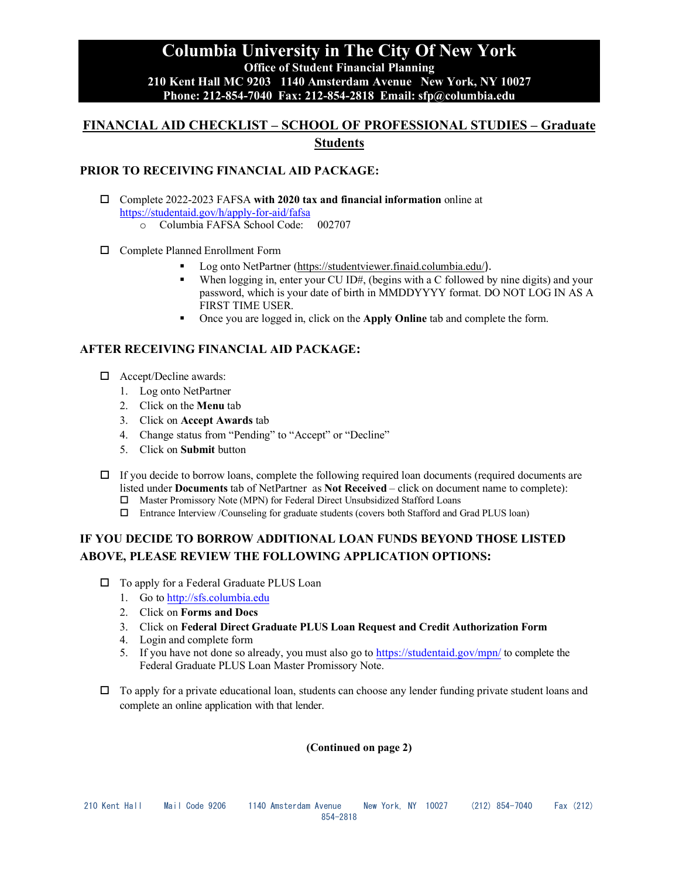# Columbia University in The City Of New York

**Office of Student Financial Planning**
**210 Kent Hall MC 9203 1140 Amsterdam Avenue New York, NY 10027**
**Phone: 212-854-7040 Fax: 212-854-2818 Email: sfp@columbia.edu**

## FINANCIAL AID CHECKLIST – SCHOOL OF PROFESSIONAL STUDIES – Graduate Students

### PRIOR TO RECEIVING FINANCIAL AID PACKAGE:

- ☐ Complete 2022-2023 FAFSA **with 2020 tax and financial information** online at https://studentaid.gov/h/apply-for-aid/fafsa
  - Columbia FAFSA School Code: 002707

- ☐ Complete Planned Enrollment Form
  - Log onto NetPartner (https://studentviewer.finaid.columbia.edu/).
  - When logging in, enter your CU ID#, (begins with a C followed by nine digits) and your password, which is your date of birth in MMDDYYYY format. DO NOT LOG IN AS A FIRST TIME USER.
  - Once you are logged in, click on the **Apply Online** tab and complete the form.

### AFTER RECEIVING FINANCIAL AID PACKAGE:

- ☐ Accept/Decline awards:
  1. Log onto NetPartner
  2. Click on the **Menu** tab
  3. Click on **Accept Awards** tab
  4. Change status from "Pending" to "Accept" or "Decline"
  5. Click on **Submit** button

- ☐ If you decide to borrow loans, complete the following required loan documents (required documents are listed under **Documents** tab of NetPartner as **Not Received** – click on document name to complete):
  - ☐ Master Promissory Note (MPN) for Federal Direct Unsubsidized Stafford Loans
  - ☐ Entrance Interview /Counseling for graduate students (covers both Stafford and Grad PLUS loan)

### IF YOU DECIDE TO BORROW ADDITIONAL LOAN FUNDS BEYOND THOSE LISTED ABOVE, PLEASE REVIEW THE FOLLOWING APPLICATION OPTIONS:

- ☐ To apply for a Federal Graduate PLUS Loan
  1. Go to http://sfs.columbia.edu
  2. Click on **Forms and Docs**
  3. Click on **Federal Direct Graduate PLUS Loan Request and Credit Authorization Form**
  4. Login and complete form
  5. If you have not done so already, you must also go to https://studentaid.gov/mpn/ to complete the Federal Graduate PLUS Loan Master Promissory Note.

- ☐ To apply for a private educational loan, students can choose any lender funding private student loans and complete an online application with that lender.

**(Continued on page 2)**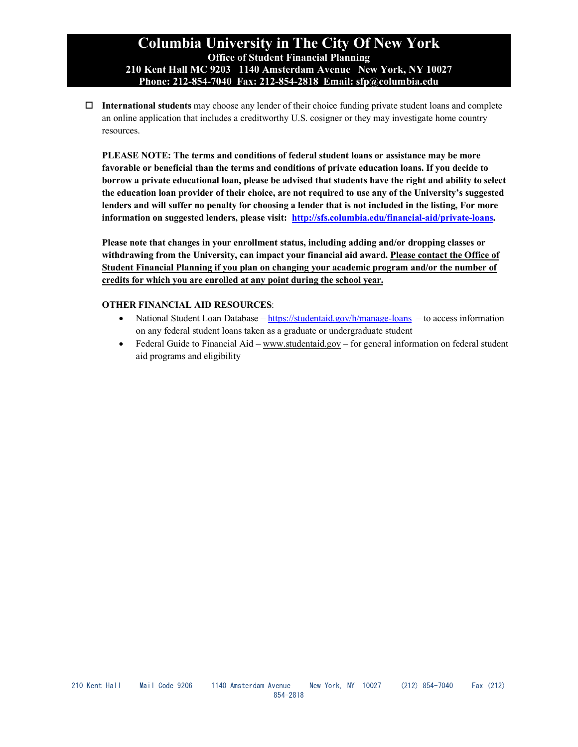# Columbia University in The City Of New York

**Office of Student Financial Planning**
**210 Kent Hall MC 9203 1140 Amsterdam Avenue New York, NY 10027**
**Phone: 212-854-7040 Fax: 212-854-2818 Email: sfp@columbia.edu**

☐ **International students** may choose any lender of their choice funding private student loans and complete an online application that includes a creditworthy U.S. cosigner or they may investigate home country resources.

**PLEASE NOTE: The terms and conditions of federal student loans or assistance may be more favorable or beneficial than the terms and conditions of private education loans. If you decide to borrow a private educational loan, please be advised that students have the right and ability to select the education loan provider of their choice, are not required to use any of the University's suggested lenders and will suffer no penalty for choosing a lender that is not included in the listing, For more information on suggested lenders, please visit: [http://sfs.columbia.edu/financial-aid/private-loans](http://sfs.columbia.edu/financial-aid/private-loans).**

**Please note that changes in your enrollment status, including adding and/or dropping classes or withdrawing from the University, can impact your financial aid award. <u>Please contact the Office of Student Financial Planning if you plan on changing your academic program and/or the number of credits for which you are enrolled at any point during the school year.</u>**

**OTHER FINANCIAL AID RESOURCES**:

- National Student Loan Database – [https://studentaid.gov/h/manage-loans](https://studentaid.gov/h/manage-loans) – to access information on any federal student loans taken as a graduate or undergraduate student
- Federal Guide to Financial Aid – www.studentaid.gov – for general information on federal student aid programs and eligibility